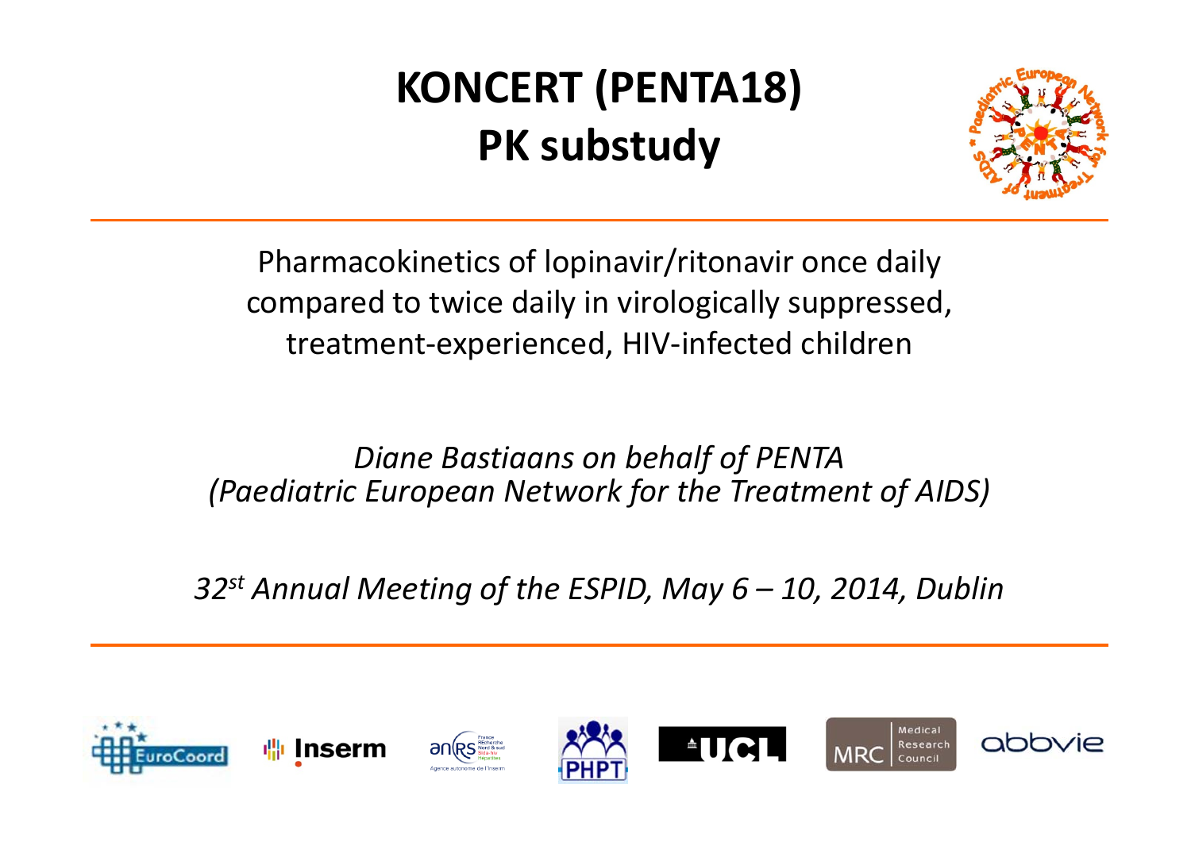# KONCERT (PENTA18)
# PK substudy

Pharmacokinetics of lopinavir/ritonavir once daily compared to twice daily in virologically suppressed, treatment-experienced, HIV-infected children

*Diane Bastiaans on behalf of PENTA*
*(Paediatric European Network for the Treatment of AIDS)*

*32st Annual Meeting of the ESPID, May 6 – 10, 2014, Dublin*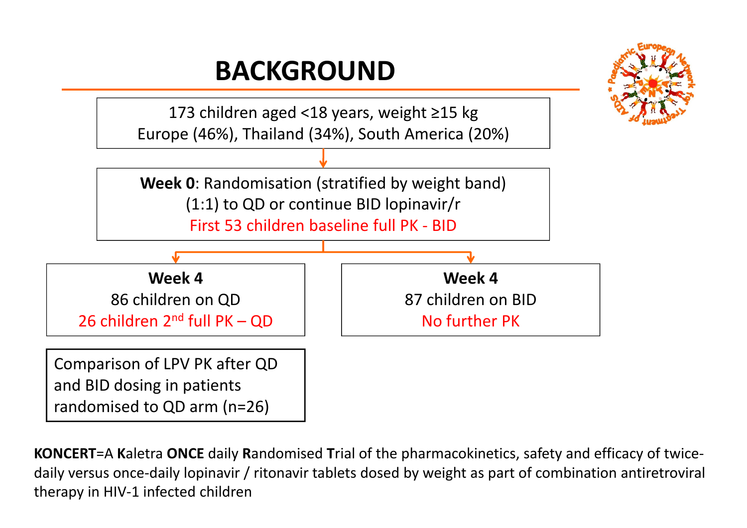# BACKGROUND

173 children aged <18 years, weight ≥15 kg
Europe (46%), Thailand (34%), South America (20%)

**Week 0**: Randomisation (stratified by weight band)
(1:1) to QD or continue BID lopinavir/r
First 53 children baseline full PK - BID

**Week 4**
86 children on QD
26 children 2nd full PK – QD

**Week 4**
87 children on BID
No further PK

Comparison of LPV PK after QD and BID dosing in patients randomised to QD arm (n=26)

**KONCERT**=A **K**aletra **ONCE** daily **R**andomised **T**rial of the pharmacokinetics, safety and efficacy of twice-daily versus once-daily lopinavir / ritonavir tablets dosed by weight as part of combination antiretroviral therapy in HIV-1 infected children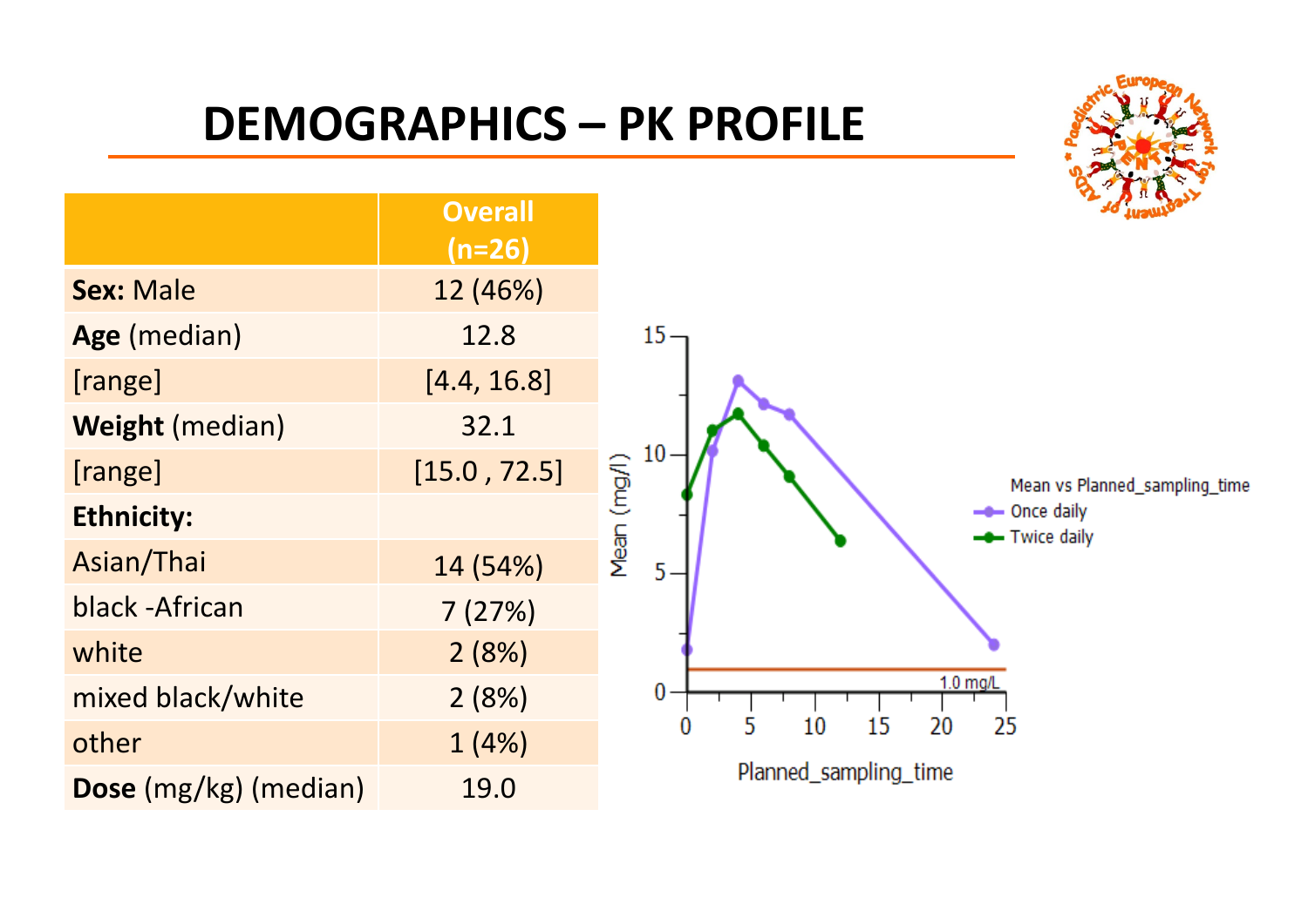# DEMOGRAPHICS – PK PROFILE

| | Overall (n=26) |
|---|---|
| **Sex:** Male | 12 (46%) |
| **Age** (median) | 12.8 |
| [range] | [4.4, 16.8] |
| **Weight** (median) | 32.1 |
| [range] | [15.0 , 72.5] |
| **Ethnicity:** | |
| Asian/Thai | 14 (54%) |
| black -African | 7 (27%) |
| white | 2 (8%) |
| mixed black/white | 2 (8%) |
| other | 1 (4%) |
| **Dose** (mg/kg) (median) | 19.0 |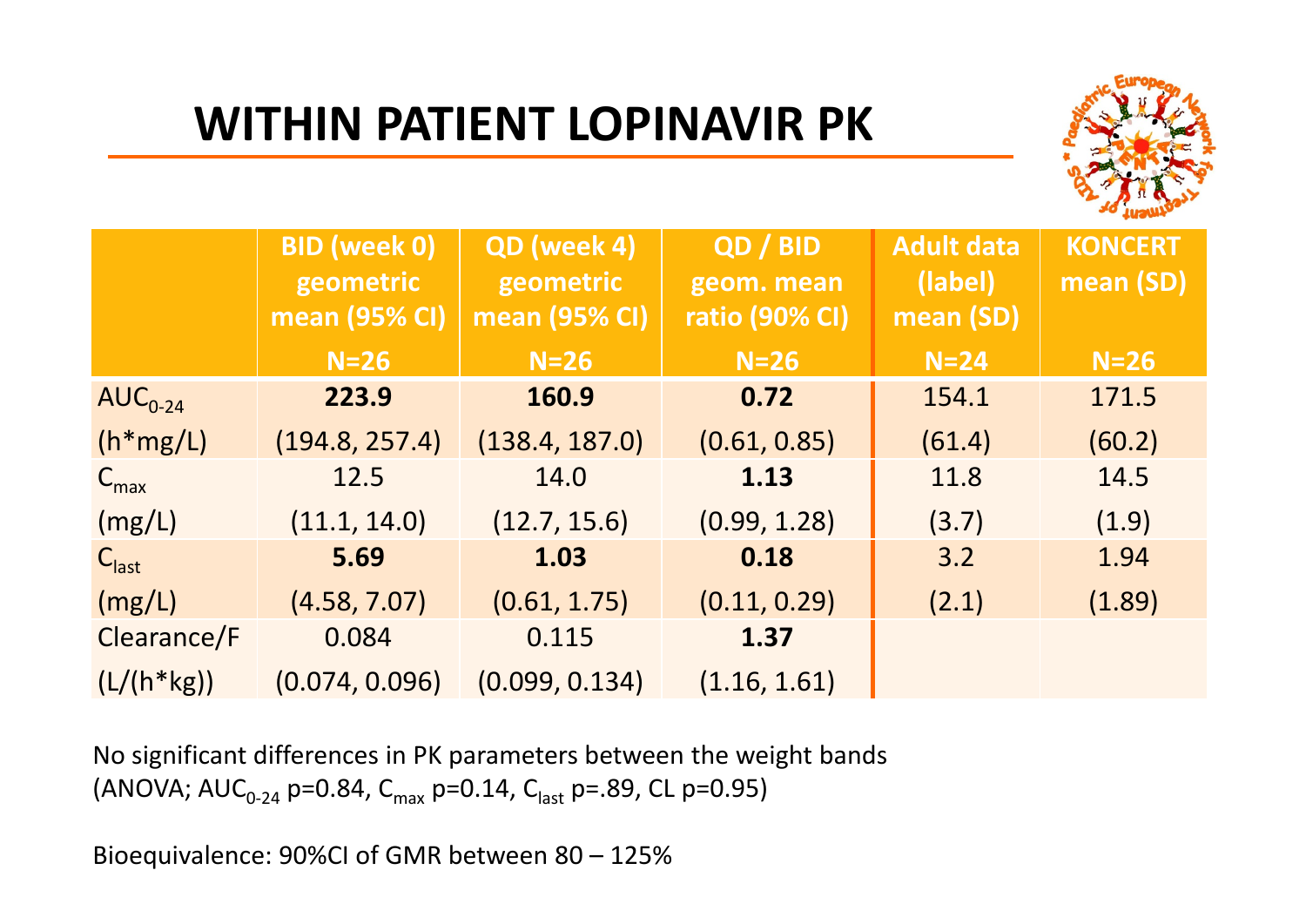# WITHIN PATIENT LOPINAVIR PK

| | BID (week 0) geometric mean (95% CI) N=26 | QD (week 4) geometric mean (95% CI) N=26 | QD / BID geom. mean ratio (90% CI) N=26 | Adult data (label) mean (SD) N=24 | KONCERT mean (SD) N=26 |
|---|---|---|---|---|---|
| $AUC_{0-24}$ (h*mg/L) | **223.9** (194.8, 257.4) | **160.9** (138.4, 187.0) | **0.72** (0.61, 0.85) | 154.1 (61.4) | 171.5 (60.2) |
| $C_{max}$ (mg/L) | 12.5 (11.1, 14.0) | 14.0 (12.7, 15.6) | **1.13** (0.99, 1.28) | 11.8 (3.7) | 14.5 (1.9) |
| $C_{last}$ (mg/L) | **5.69** (4.58, 7.07) | **1.03** (0.61, 1.75) | **0.18** (0.11, 0.29) | 3.2 (2.1) | 1.94 (1.89) |
| Clearance/F (L/(h*kg)) | 0.084 (0.074, 0.096) | 0.115 (0.099, 0.134) | **1.37** (1.16, 1.61) | | |

No significant differences in PK parameters between the weight bands (ANOVA; $AUC_{0-24}$ p=0.84, $C_{max}$ p=0.14, $C_{last}$ p=.89, CL p=0.95)

Bioequivalence: 90%CI of GMR between 80 – 125%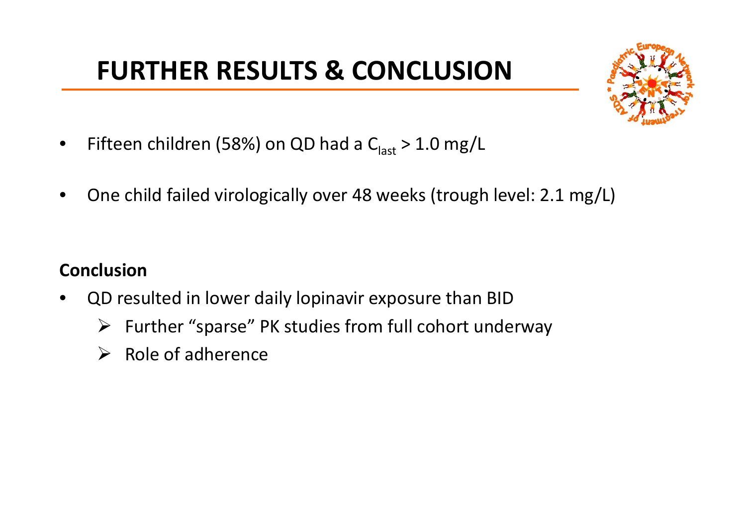# FURTHER RESULTS & CONCLUSION

- Fifteen children (58%) on QD had a $C_{last}$ > 1.0 mg/L
- One child failed virologically over 48 weeks (trough level: 2.1 mg/L)

**Conclusion**

- QD resulted in lower daily lopinavir exposure than BID
  - Further "sparse" PK studies from full cohort underway
  - Role of adherence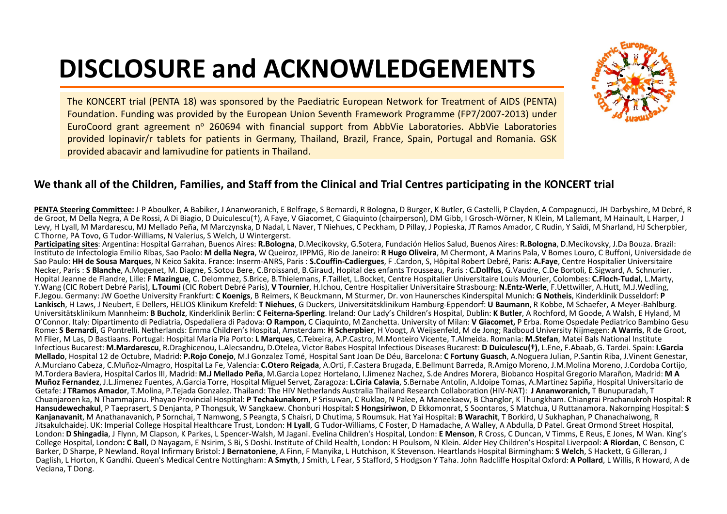# DISCLOSURE and ACKNOWLEDGEMENTS

The KONCERT trial (PENTA 18) was sponsored by the Paediatric European Network for Treatment of AIDS (PENTA) Foundation. Funding was provided by the European Union Seventh Framework Programme (FP7/2007-2013) under EuroCoord grant agreement n° 260694 with financial support from AbbVie Laboratories. AbbVie Laboratories provided lopinavir/r tablets for patients in Germany, Thailand, Brazil, France, Spain, Portugal and Romania. GSK provided abacavir and lamivudine for patients in Thailand.

## We thank all of the Children, Families, and Staff from the Clinical and Trial Centres participating in the KONCERT trial

**PENTA Steering Committee:** J-P Aboulker, A Babiker, J Ananworanich, E Belfrage, S Bernardi, R Bologna, D Burger, K Butler, G Castelli, P Clayden, A Compagnucci, JH Darbyshire, M Debré, R de Groot, M Della Negra, A De Rossi, A Di Biagio, D Duiculescu(†), A Faye, V Giacomet, C Giaquinto (chairperson), DM Gibb, I Grosch-Wörner, N Klein, M Lallemant, M Hainault, L Harper, J Levy, H Lyall, M Mardarescu, MJ Mellado Peña, M Marczynska, D Nadal, L Naver, T Niehues, C Peckham, D Pillay, J Popieska, JT Ramos Amador, C Rudin, Y Saïdi, M Sharland, HJ Scherpbier, C Thorne, PA Tovo, G Tudor-Williams, N Valerius, S Welch, U Wintergerst.

**Participating sites**: Argentina: Hospital Garrahan, Buenos Aires: **R.Bologna**, D.Mecikovsky, G.Sotera, Fundación Helios Salud, Buenos Aires: **R.Bologna**, D.Mecikovsky, J.Da Bouza. Brazil: Instituto de Infectologia Emilio Ribas, Sao Paolo: **M della Negra**, W Queiroz, IPPMG, Rio de Janeiro: **R Hugo Oliveira**, M Chermont, A Marins Pala, V Bomes Louro, C Buffoni, Universidade de Sao Paulo: **HH de Sousa Marques**, N Keico Sakita. France: Inserm-ANRS, Paris : **S.Couffin-Cadiergues**, F .Cardon, S, Hôpital Robert Debré, Paris: **A.Faye**, Centre Hospitalier Universitaire Necker, Paris : **S Blanche**, A.Mogenet, M. Diagne, S.Sotou Bere, C.Broissand, B.Giraud, Hopital des enfants Trousseau, Paris : **C.Dollfus**, G.Vaudre, C.De Bortoli, E.Sigward, A. Schnurier. Hopital Jeanne de Flandre, Lille: **F Mazingue**, C. Delommez, S.Brice, B.Thielemans, F.Taillet, L.Bocket, Centre Hospitalier Universitaire Louis Mourier, Colombes: **C.Floch-Tudal**, L.Marty, Y.Wang (CIC Robert Debré Paris), **L.Toumi** (CIC Robert Debré Paris), **V Tournier**, H.Ichou, Centre Hospitalier Universitaire Strasbourg: **N.Entz-Werle**, F.Uettwiller, A.Hutt, M.J.Wedling, F.Jegou. Germany: JW Goethe University Frankfurt: **C Koenigs**, B Reimers, K Beuckmann, M Sturmer, Dr. von Haunersches Kinderspital Munich: **G Notheis**, Kinderklinik Dusseldorf: **P Lankisch**, H Laws, J Neubert, E Dellers, HELIOS Klinikum Krefeld: **T Niehues**, G Duckers, Universitätsklinikum Hamburg-Eppendorf: **U Baumann**, R Kobbe, M Schaefer, A Meyer-Bahlburg. Universitätsklinikum Mannheim: **B Bucholz**, Kinderklinik Berlin: **C Feiterna-Sperling**. Ireland: Our Lady's Children's Hospital, Dublin: **K Butler**, A Rochford, M Goode, A Walsh, E Hyland, M O'Connor. Italy: Dipartimento di Pediatria, Ospedaliera di Padova: **O Rampon,** C Ciaquinto, M Zanchetta. University of Milan: **V Giacomet,** P Erba. Rome Ospedale Pediatrico Bambino Gesu Rome: **S Bernardi**, G Pontrelli. Netherlands: Emma Children's Hospital, Amsterdam: **H Scherpbier**, H Voogt, A Weijsenfeld, M de Jong; Radboud University Nijmegen: **A Warris**, R de Groot, M Flier, M Las, D Bastiaans. Portugal: Hospital Maria Pia Porto: **L Marques**, C.Teixeira, A.P.Castro, M.Monteiro Vicente, T.Almeida. Romania: **M.Stefan**, Matei Bals National Institute Infectious Bucarest: **M.Mardarescu**, R.Draghicenou, L.Alecsandru, D.Otelea, Victor Babes Hospital Infectious Diseases Bucarest: **D Duiculescu(†)**, L.Ene, F.Abaab, G. Tardei. Spain: **I.Garcia Mellado**, Hospital 12 de Octubre, Madrid: **P.Rojo Conejo**, M.I Gonzalez Tomé, Hospital Sant Joan De Déu, Barcelona: **C Fortuny Guasch**, A.Noguera Julian, P.Santin Riba, J.Vinent Genestar, A.Murciano Cabeza, C.Muñoz-Almagro, Hospital La Fe, Valencia: **C.Otero Reigada**, A.Orti, F.Castera Brugada, E.Bellmunt Barreda, R.Amigo Moreno, J.M.Molina Moreno, J.Cordoba Cortijo, M.Tordera Baviera, Hospital Carlos III, Madrid: **M.J Mellado Peña**, M.Garcia Lopez Hortelano, I.Jimenez Nachez, S.de Andres Morera, Biobanco Hospital Gregorio Marañon, Madrid: **M A Muñoz Fernandez**, J.L.Jimenez Fuentes, A.Garcia Torre, Hospital Miguel Servet, Zaragoza: **L.Ciria Calavia**, S.Bernabe Antolin, A.Idoipe Tomas, A.Martinez Sapiña, Hospital Universitario de Getafe: **J TRamos Amador**, T.Molina, P.Tejada Gonzalez. Thailand: The HIV Netherlands Australia Thailand Research Collaboration (HIV-NAT): **J Ananworanich,** T Bunupuradah, T Chuanjaroen ka, N Thammajaru. Phayao Provincial Hospital: **P Techakunakorn**, P Srisuwan, C Ruklao, N Palee, A Maneekaew, B Changlor, K Thungkham. Chiangrai Prachanukroh Hospital: **R Hansudewechakul**, P Taeprasert, S Denjanta, P Thongsuk, W Sangkaew. Chonburi Hospital**: S Hongsiriwon**, D Ekkomonrat, S Soontaros, S Matchua, U Ruttanamora. Nakornping Hospital: **S Kanjanavanit**, M Anathanavanich, P Sornchai, T Namwong, S Peangta, S Chaisri, D Chutima, S Roumsuk. Hat Yai Hospital: **B Warachit**, T Borkird, U Sukhaphan, P Chanachaiwong, R Jitsakulchaidej. UK: Imperial College Hospital Healthcare Trust, London: **H Lyall**, G Tudor-Williams, C Foster, D Hamadache, A Walley, A Abdulla, D Patel. Great Ormond Street Hospital, London: **D Shingadia**, J Flynn, M Clapson, K Parkes, L Spencer-Walsh, M Jagani. Evelina Children's Hospital, London: **E Menson**, R Cross, C Duncan, V Timms, E Reus, E Jones, M Wan. King's College Hospital, London**: C Ball**, D Nayagam, E Nsirim, S Bi, S Doshi. Institute of Child Health, London: H Poulsom, N Klein. Alder Hey Children's Hospital Liverpool: **A Riordan**, C Benson, C Barker, D Sharpe, P Newland. Royal Infirmary Bristol: **J Bernatoniene**, A Finn, F Manyika, L Hutchison, K Stevenson. Heartlands Hospital Birmingham: **S Welch**, S Hackett, G Gilleran, J Daglish, L Horton, K Gandhi. Queen's Medical Centre Nottingham: **A Smyth**, J Smith, L Fear, S Stafford, S Hodgson Y Taha. John Radcliffe Hospital Oxford: **A Pollard**, L Willis, R Howard, A de Veciana, T Dong.